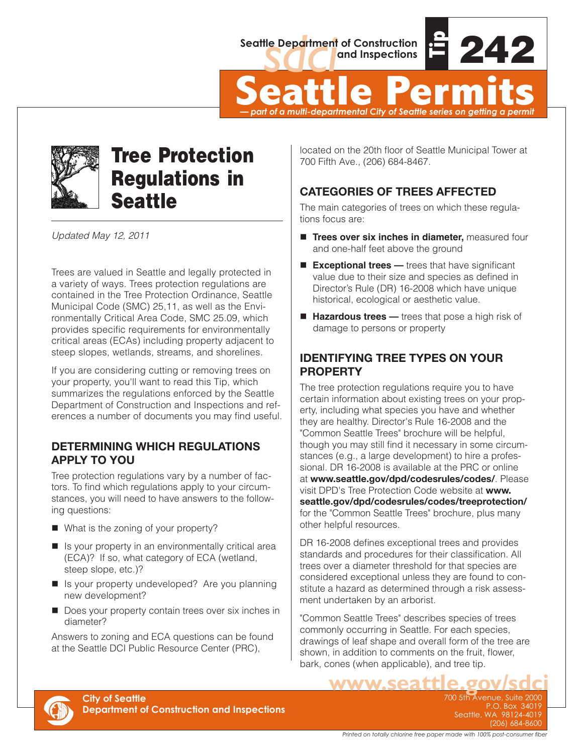Seattle Department of Construction and Inspections

Tip 242

# Seattle Permits

*— part of a multi-departmental City of Seattle series on getting a permit*

# Tree Protection Regulations in Seattle

*Updated May 12, 2011*

Trees are valued in Seattle and legally protected in a variety of ways. Trees protection regulations are contained in the Tree Protection Ordinance, Seattle Municipal Code (SMC) 25,11, as well as the Environmentally Critical Area Code, SMC 25.09, which provides specific requirements for environmentally critical areas (ECAs) including property adjacent to steep slopes, wetlands, streams, and shorelines.

If you are considering cutting or removing trees on your property, you'll want to read this Tip, which summarizes the regulations enforced by the Seattle Department of Construction and Inspections and references a number of documents you may find useful.

## DETERMINING WHICH REGULATIONS APPLY TO YOU

Tree protection regulations vary by a number of factors. To find which regulations apply to your circumstances, you will need to have answers to the following questions:

- What is the zoning of your property?
- Is your property in an environmentally critical area (ECA)? If so, what category of ECA (wetland, steep slope, etc.)?
- Is your property undeveloped? Are you planning new development?
- Does your property contain trees over six inches in diameter?

Answers to zoning and ECA questions can be found at the Seattle DCI Public Resource Center (PRC), located on the 20th floor of Seattle Municipal Tower at 700 Fifth Ave., (206) 684-8467.

## CATEGORIES OF TREES AFFECTED

The main categories of trees on which these regulations focus are:

- **Trees over six inches in diameter,** measured four and one-half feet above the ground
- **Exceptional trees —** trees that have significant value due to their size and species as defined in Director's Rule (DR) 16-2008 which have unique historical, ecological or aesthetic value.
- **Hazardous trees —** trees that pose a high risk of damage to persons or property

## IDENTIFYING TREE TYPES ON YOUR PROPERTY

The tree protection regulations require you to have certain information about existing trees on your property, including what species you have and whether they are healthy. Director's Rule 16-2008 and the "Common Seattle Trees" brochure will be helpful, though you may still find it necessary in some circumstances (e.g., a large development) to hire a professional. DR 16-2008 is available at the PRC or online at **www.seattle.gov/dpd/codesrules/codes/**. Please visit DPD's Tree Protection Code website at **www.seattle.gov/dpd/codesrules/codes/treeprotection/** for the "Common Seattle Trees" brochure, plus many other helpful resources.

DR 16-2008 defines exceptional trees and provides standards and procedures for their classification. All trees over a diameter threshold for that species are considered exceptional unless they are found to constitute a hazard as determined through a risk assessment undertaken by an arborist.

"Common Seattle Trees" describes species of trees commonly occurring in Seattle. For each species, drawings of leaf shape and overall form of the tree are shown, in addition to comments on the fruit, flower, bark, cones (when applicable), and tree tip.

**City of Seattle**
**Department of Construction and Inspections**

www.seattle.gov/sdci
700 5th Avenue, Suite 2000
P.O. Box 34019
Seattle, WA 98124-4019
(206) 684-8600

*Printed on totally chlorine free paper made with 100% post-consumer fiber*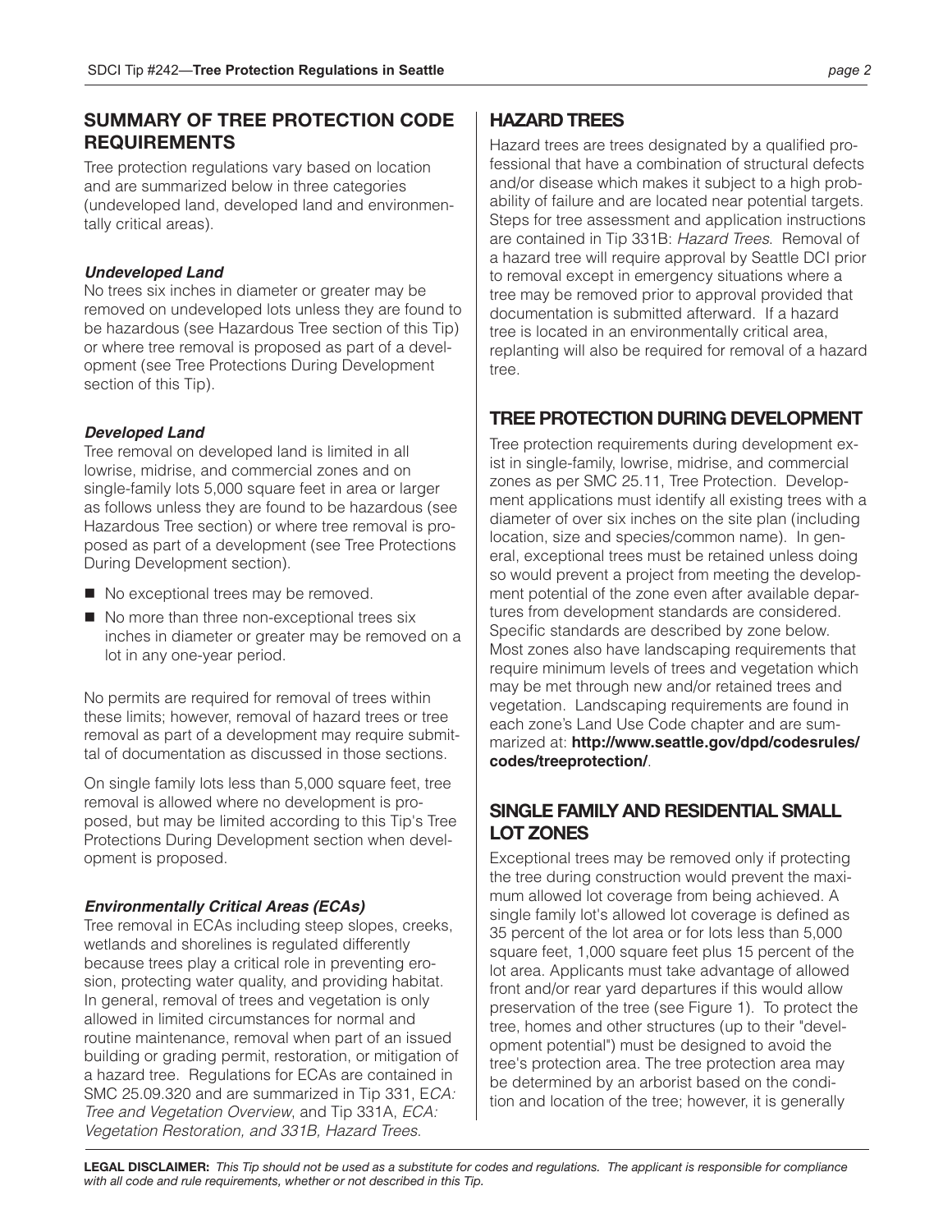## SUMMARY OF TREE PROTECTION CODE REQUIREMENTS

Tree protection regulations vary based on location and are summarized below in three categories (undeveloped land, developed land and environmentally critical areas).

### *Undeveloped Land*

No trees six inches in diameter or greater may be removed on undeveloped lots unless they are found to be hazardous (see Hazardous Tree section of this Tip) or where tree removal is proposed as part of a development (see Tree Protections During Development section of this Tip).

### *Developed Land*

Tree removal on developed land is limited in all lowrise, midrise, and commercial zones and on single-family lots 5,000 square feet in area or larger as follows unless they are found to be hazardous (see Hazardous Tree section) or where tree removal is proposed as part of a development (see Tree Protections During Development section).

- No exceptional trees may be removed.
- No more than three non-exceptional trees six inches in diameter or greater may be removed on a lot in any one-year period.

No permits are required for removal of trees within these limits; however, removal of hazard trees or tree removal as part of a development may require submittal of documentation as discussed in those sections.

On single family lots less than 5,000 square feet, tree removal is allowed where no development is proposed, but may be limited according to this Tip's Tree Protections During Development section when development is proposed.

### *Environmentally Critical Areas (ECAs)*

Tree removal in ECAs including steep slopes, creeks, wetlands and shorelines is regulated differently because trees play a critical role in preventing erosion, protecting water quality, and providing habitat. In general, removal of trees and vegetation is only allowed in limited circumstances for normal and routine maintenance, removal when part of an issued building or grading permit, restoration, or mitigation of a hazard tree. Regulations for ECAs are contained in SMC 25.09.320 and are summarized in Tip 331, E*CA: Tree and Vegetation Overview*, and Tip 331A, *ECA: Vegetation Restoration, and 331B, Hazard Trees.*

## HAZARD TREES

Hazard trees are trees designated by a qualified professional that have a combination of structural defects and/or disease which makes it subject to a high probability of failure and are located near potential targets. Steps for tree assessment and application instructions are contained in Tip 331B: *Hazard Trees*. Removal of a hazard tree will require approval by Seattle DCI prior to removal except in emergency situations where a tree may be removed prior to approval provided that documentation is submitted afterward. If a hazard tree is located in an environmentally critical area, replanting will also be required for removal of a hazard tree.

## TREE PROTECTION DURING DEVELOPMENT

Tree protection requirements during development exist in single-family, lowrise, midrise, and commercial zones as per SMC 25.11, Tree Protection. Development applications must identify all existing trees with a diameter of over six inches on the site plan (including location, size and species/common name). In general, exceptional trees must be retained unless doing so would prevent a project from meeting the development potential of the zone even after available departures from development standards are considered. Specific standards are described by zone below. Most zones also have landscaping requirements that require minimum levels of trees and vegetation which may be met through new and/or retained trees and vegetation. Landscaping requirements are found in each zone's Land Use Code chapter and are summarized at: **http://www.seattle.gov/dpd/codesrules/codes/treeprotection/**.

## SINGLE FAMILY AND RESIDENTIAL SMALL LOT ZONES

Exceptional trees may be removed only if protecting the tree during construction would prevent the maximum allowed lot coverage from being achieved. A single family lot's allowed lot coverage is defined as 35 percent of the lot area or for lots less than 5,000 square feet, 1,000 square feet plus 15 percent of the lot area. Applicants must take advantage of allowed front and/or rear yard departures if this would allow preservation of the tree (see Figure 1). To protect the tree, homes and other structures (up to their "development potential") must be designed to avoid the tree's protection area. The tree protection area may be determined by an arborist based on the condition and location of the tree; however, it is generally

**LEGAL DISCLAIMER:** *This Tip should not be used as a substitute for codes and regulations. The applicant is responsible for compliance with all code and rule requirements, whether or not described in this Tip.*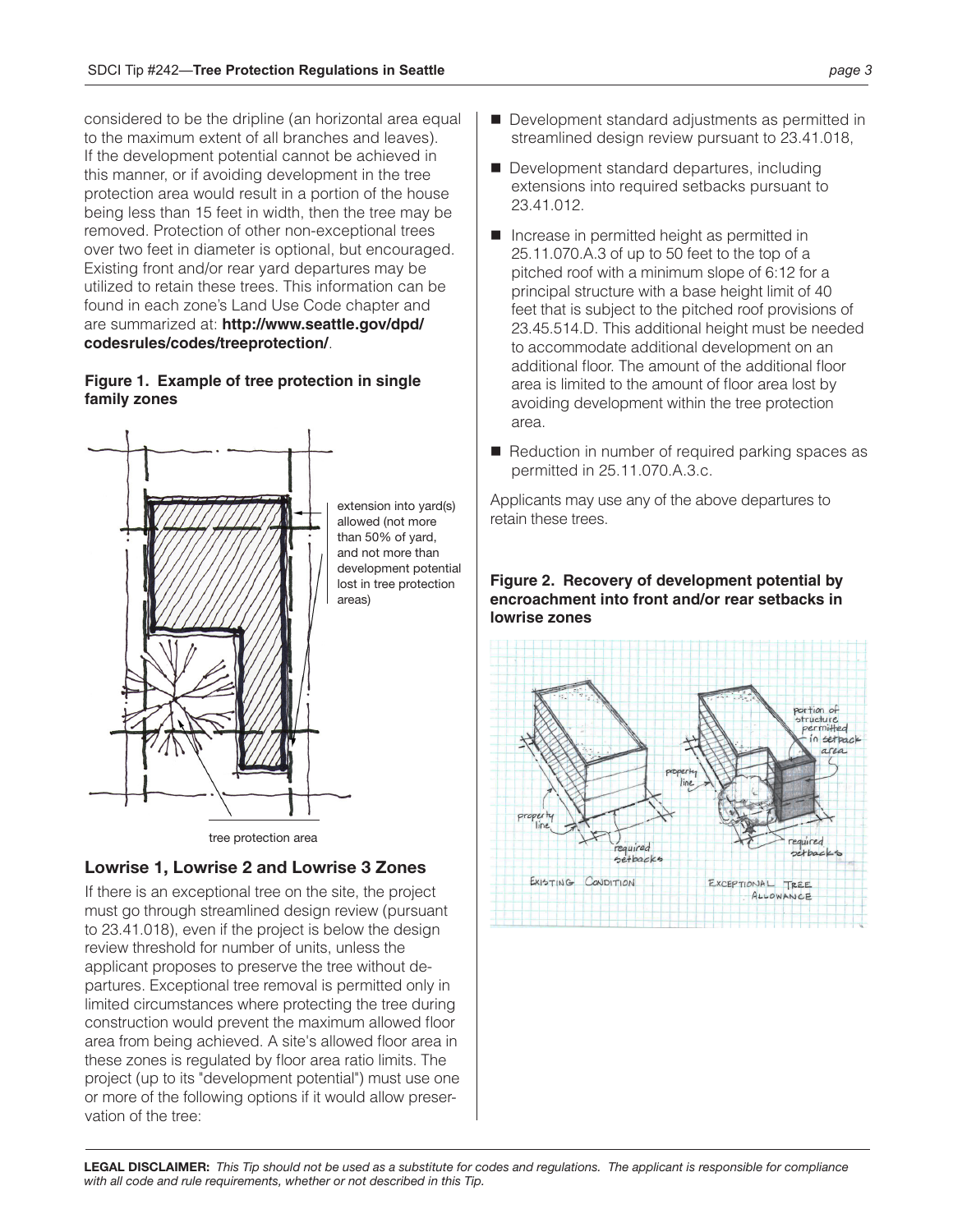considered to be the dripline (an horizontal area equal to the maximum extent of all branches and leaves). If the development potential cannot be achieved in this manner, or if avoiding development in the tree protection area would result in a portion of the house being less than 15 feet in width, then the tree may be removed. Protection of other non-exceptional trees over two feet in diameter is optional, but encouraged. Existing front and/or rear yard departures may be utilized to retain these trees. This information can be found in each zone's Land Use Code chapter and are summarized at: **http://www.seattle.gov/dpd/codesrules/codes/treeprotection/**.

**Figure 1. Example of tree protection in single family zones**

extension into yard(s) allowed (not more than 50% of yard, and not more than development potential lost in tree protection areas)

tree protection area

## Lowrise 1, Lowrise 2 and Lowrise 3 Zones

If there is an exceptional tree on the site, the project must go through streamlined design review (pursuant to 23.41.018), even if the project is below the design review threshold for number of units, unless the applicant proposes to preserve the tree without departures. Exceptional tree removal is permitted only in limited circumstances where protecting the tree during construction would prevent the maximum allowed floor area from being achieved. A site's allowed floor area in these zones is regulated by floor area ratio limits. The project (up to its "development potential") must use one or more of the following options if it would allow preservation of the tree:

- Development standard adjustments as permitted in streamlined design review pursuant to 23.41.018,
- Development standard departures, including extensions into required setbacks pursuant to 23.41.012.
- Increase in permitted height as permitted in 25.11.070.A.3 of up to 50 feet to the top of a pitched roof with a minimum slope of 6:12 for a principal structure with a base height limit of 40 feet that is subject to the pitched roof provisions of 23.45.514.D. This additional height must be needed to accommodate additional development on an additional floor. The amount of the additional floor area is limited to the amount of floor area lost by avoiding development within the tree protection area.
- Reduction in number of required parking spaces as permitted in 25.11.070.A.3.c.

Applicants may use any of the above departures to retain these trees.

**Figure 2. Recovery of development potential by encroachment into front and/or rear setbacks in lowrise zones**

property line · required setbacks · EXISTING CONDITION · portion of structure permitted in setback area · property line · required setbacks · EXCEPTIONAL TREE ALLOWANCE

**LEGAL DISCLAIMER:** *This Tip should not be used as a substitute for codes and regulations. The applicant is responsible for compliance with all code and rule requirements, whether or not described in this Tip.*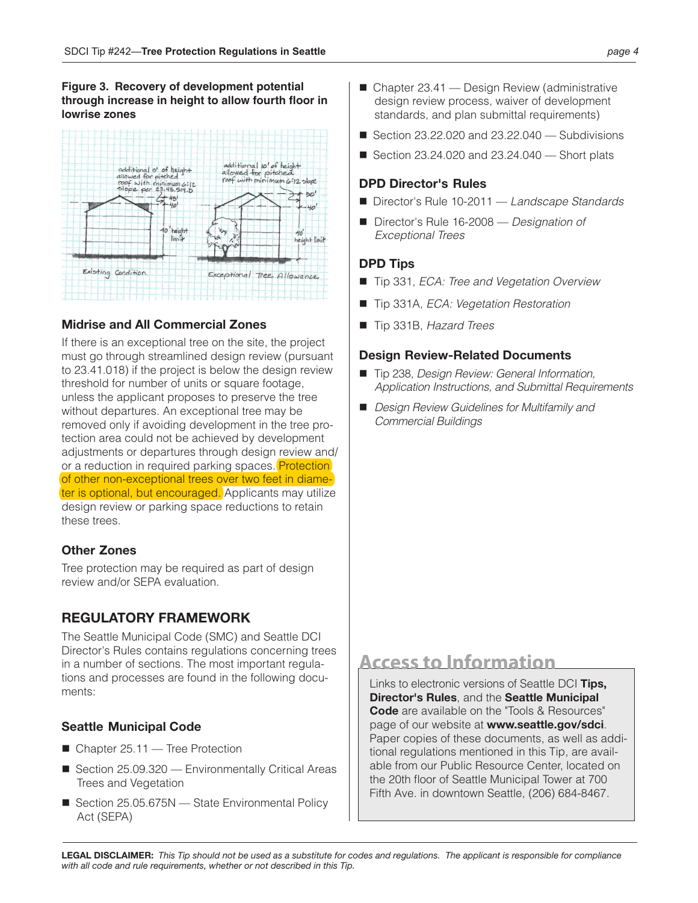**Figure 3. Recovery of development potential through increase in height to allow fourth floor in lowrise zones**

### Midrise and All Commercial Zones

If there is an exceptional tree on the site, the project must go through streamlined design review (pursuant to 23.41.018) if the project is below the design review threshold for number of units or square footage, unless the applicant proposes to preserve the tree without departures. An exceptional tree may be removed only if avoiding development in the tree protection area could not be achieved by development adjustments or departures through design review and/or a reduction in required parking spaces. Protection of other non-exceptional trees over two feet in diameter is optional, but encouraged. Applicants may utilize design review or parking space reductions to retain these trees.

### Other Zones

Tree protection may be required as part of design review and/or SEPA evaluation.

## REGULATORY FRAMEWORK

The Seattle Municipal Code (SMC) and Seattle DCI Director's Rules contains regulations concerning trees in a number of sections. The most important regulations and processes are found in the following documents:

### Seattle Municipal Code

- Chapter 25.11 — Tree Protection
- Section 25.09.320 — Environmentally Critical Areas Trees and Vegetation
- Section 25.05.675N — State Environmental Policy Act (SEPA)
- Chapter 23.41 — Design Review (administrative design review process, waiver of development standards, and plan submittal requirements)
- Section 23.22.020 and 23.22.040 — Subdivisions
- Section 23.24.020 and 23.24.040 — Short plats

### DPD Director's Rules

- Director's Rule 10-2011 — *Landscape Standards*
- Director's Rule 16-2008 — *Designation of Exceptional Trees*

### DPD Tips

- Tip 331, *ECA: Tree and Vegetation Overview*
- Tip 331A, *ECA: Vegetation Restoration*
- Tip 331B, *Hazard Trees*

### Design Review-Related Documents

- Tip 238, *Design Review: General Information, Application Instructions, and Submittal Requirements*
- *Design Review Guidelines for Multifamily and Commercial Buildings*

## Access to Information

Links to electronic versions of Seattle DCI **Tips, Director's Rules**, and the **Seattle Municipal Code** are available on the "Tools & Resources" page of our website at **www.seattle.gov/sdci**. Paper copies of these documents, as well as additional regulations mentioned in this Tip, are available from our Public Resource Center, located on the 20th floor of Seattle Municipal Tower at 700 Fifth Ave. in downtown Seattle, (206) 684-8467.

**LEGAL DISCLAIMER:** *This Tip should not be used as a substitute for codes and regulations. The applicant is responsible for compliance with all code and rule requirements, whether or not described in this Tip.*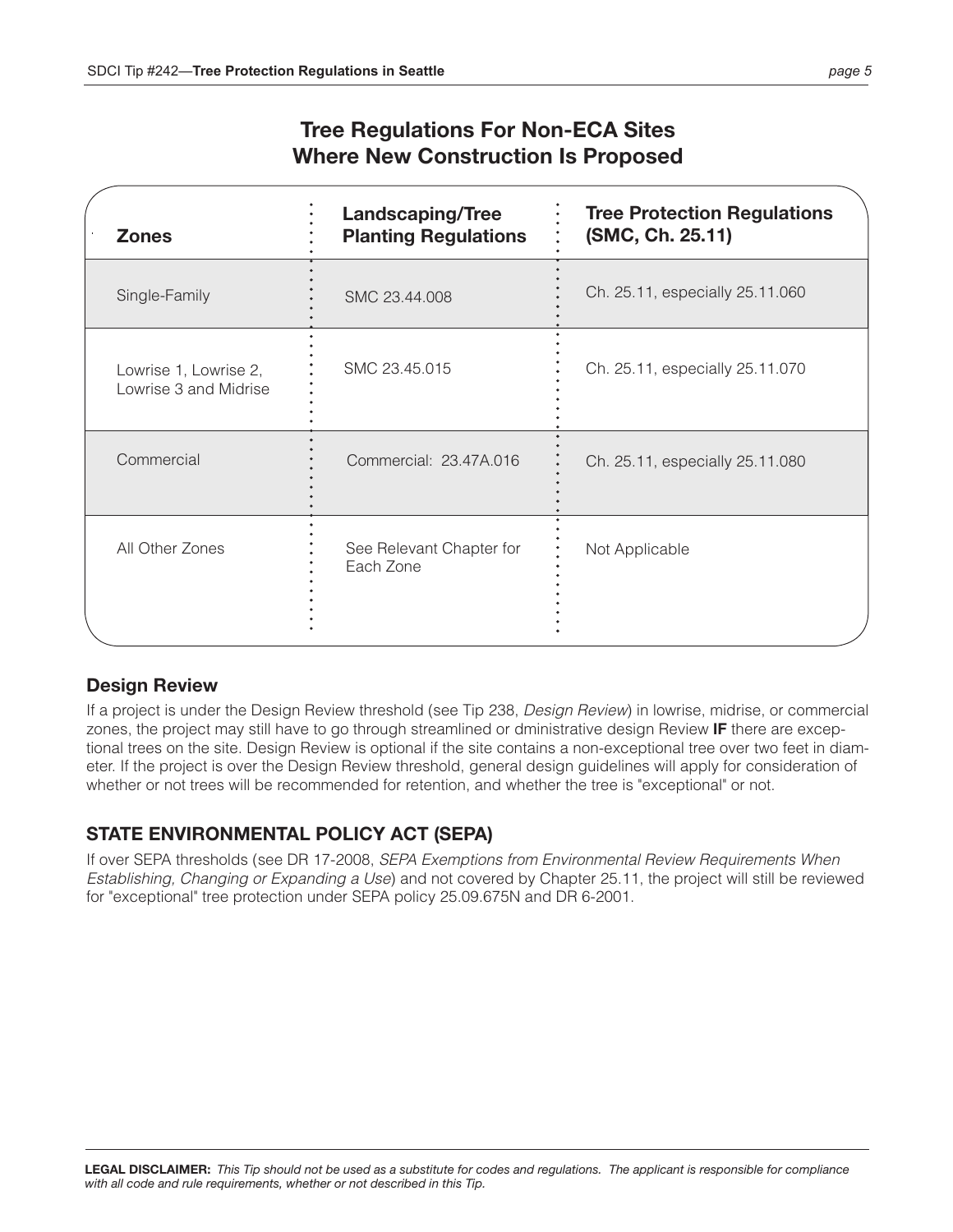## Tree Regulations For Non-ECA Sites Where New Construction Is Proposed

| Zones | Landscaping/Tree Planting Regulations | Tree Protection Regulations (SMC, Ch. 25.11) |
|---|---|---|
| Single-Family | SMC 23.44.008 | Ch. 25.11, especially 25.11.060 |
| Lowrise 1, Lowrise 2, Lowrise 3 and Midrise | SMC 23.45.015 | Ch. 25.11, especially 25.11.070 |
| Commercial | Commercial: 23.47A.016 | Ch. 25.11, especially 25.11.080 |
| All Other Zones | See Relevant Chapter for Each Zone | Not Applicable |

### Design Review

If a project is under the Design Review threshold (see Tip 238, *Design Review*) in lowrise, midrise, or commercial zones, the project may still have to go through streamlined or dministrative design Review **IF** there are exceptional trees on the site. Design Review is optional if the site contains a non-exceptional tree over two feet in diameter. If the project is over the Design Review threshold, general design guidelines will apply for consideration of whether or not trees will be recommended for retention, and whether the tree is "exceptional" or not.

### STATE ENVIRONMENTAL POLICY ACT (SEPA)

If over SEPA thresholds (see DR 17-2008, *SEPA Exemptions from Environmental Review Requirements When Establishing, Changing or Expanding a Use*) and not covered by Chapter 25.11, the project will still be reviewed for "exceptional" tree protection under SEPA policy 25.09.675N and DR 6-2001.

**LEGAL DISCLAIMER:** *This Tip should not be used as a substitute for codes and regulations. The applicant is responsible for compliance with all code and rule requirements, whether or not described in this Tip.*